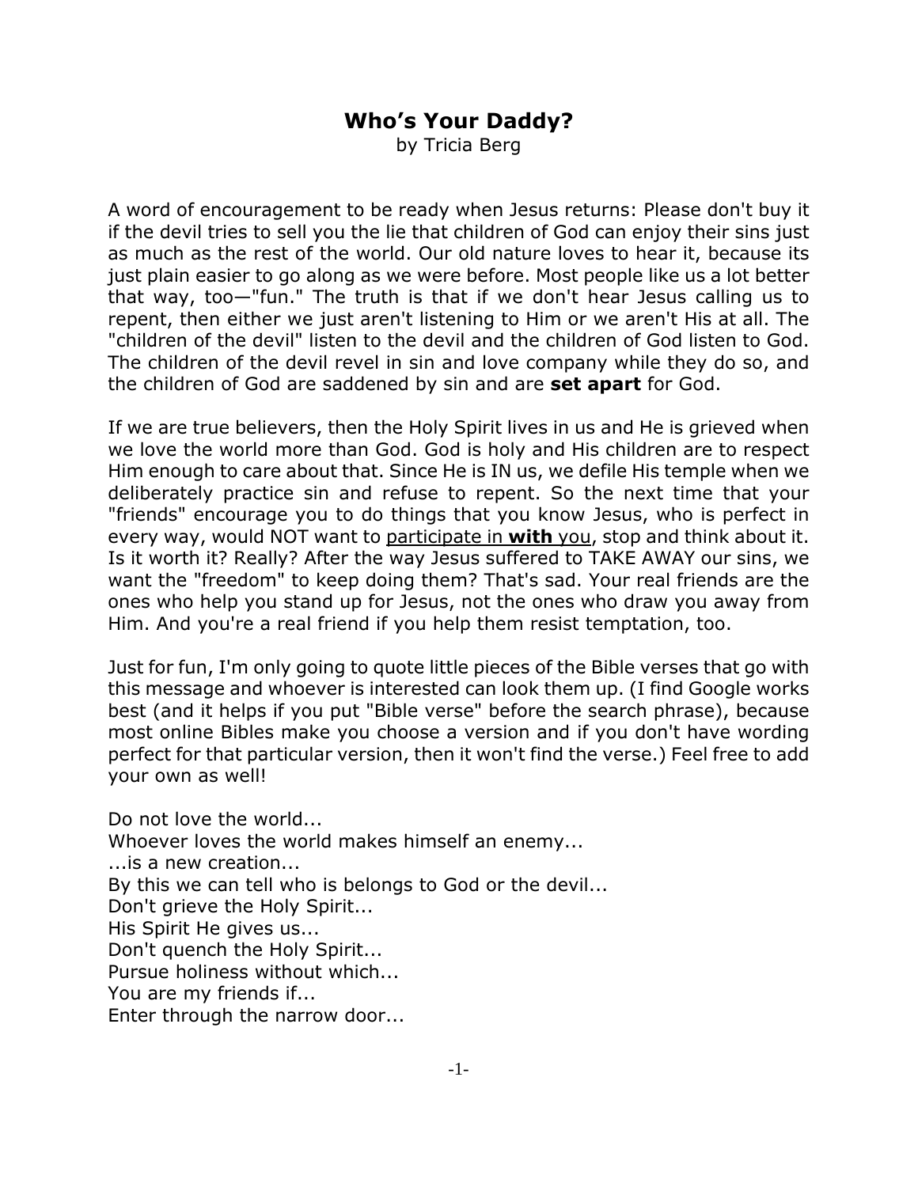# Who’s Your Daddy?

by Tricia Berg

A word of encouragement to be ready when Jesus returns: Please don't buy it if the devil tries to sell you the lie that children of God can enjoy their sins just as much as the rest of the world. Our old nature loves to hear it, because its just plain easier to go along as we were before. Most people like us a lot better that way, too—"fun." The truth is that if we don't hear Jesus calling us to repent, then either we just aren't listening to Him or we aren't His at all. The "children of the devil" listen to the devil and the children of God listen to God. The children of the devil revel in sin and love company while they do so, and the children of God are saddened by sin and are **set apart** for God.

If we are true believers, then the Holy Spirit lives in us and He is grieved when we love the world more than God. God is holy and His children are to respect Him enough to care about that. Since He is IN us, we defile His temple when we deliberately practice sin and refuse to repent. So the next time that your "friends" encourage you to do things that you know Jesus, who is perfect in every way, would NOT want to <u>participate in **with** you</u>, stop and think about it. Is it worth it? Really? After the way Jesus suffered to TAKE AWAY our sins, we want the "freedom" to keep doing them? That's sad. Your real friends are the ones who help you stand up for Jesus, not the ones who draw you away from Him. And you're a real friend if you help them resist temptation, too.

Just for fun, I'm only going to quote little pieces of the Bible verses that go with this message and whoever is interested can look them up. (I find Google works best (and it helps if you put "Bible verse" before the search phrase), because most online Bibles make you choose a version and if you don't have wording perfect for that particular version, then it won't find the verse.) Feel free to add your own as well!

Do not love the world...
Whoever loves the world makes himself an enemy...
...is a new creation...
By this we can tell who is belongs to God or the devil...
Don't grieve the Holy Spirit...
His Spirit He gives us...
Don't quench the Holy Spirit...
Pursue holiness without which...
You are my friends if...
Enter through the narrow door...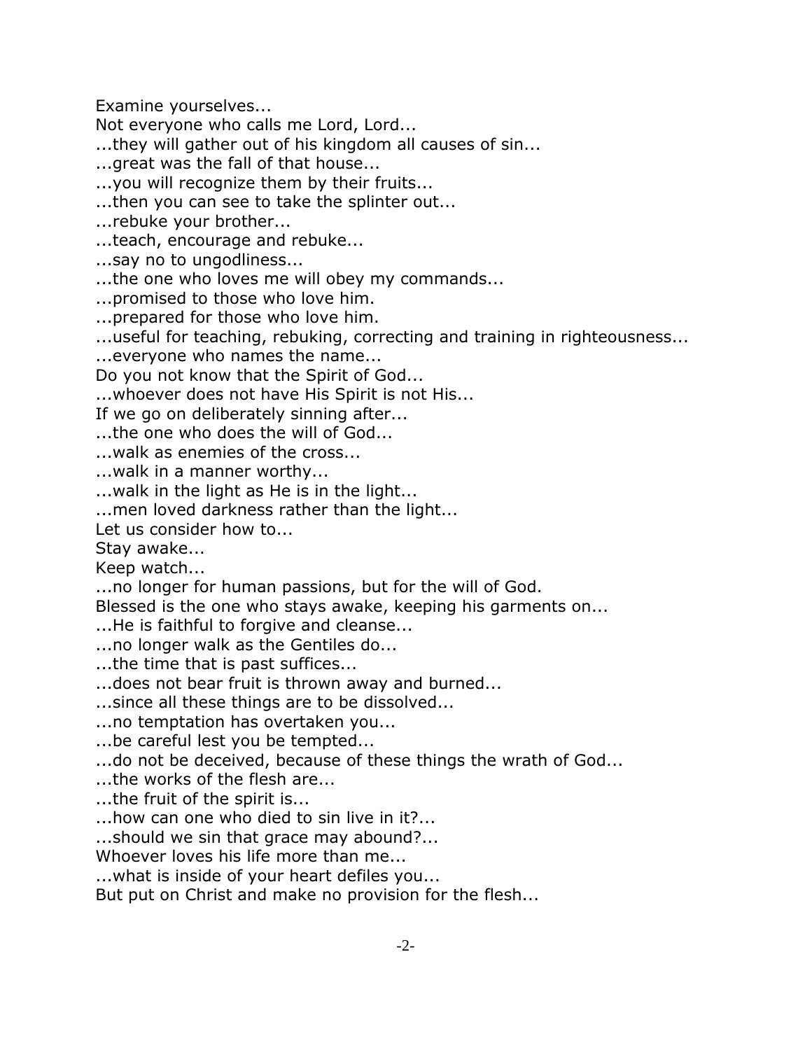Examine yourselves...
Not everyone who calls me Lord, Lord...
...they will gather out of his kingdom all causes of sin...
...great was the fall of that house...
...you will recognize them by their fruits...
...then you can see to take the splinter out...
...rebuke your brother...
...teach, encourage and rebuke...
...say no to ungodliness...
...the one who loves me will obey my commands...
...promised to those who love him.
...prepared for those who love him.
...useful for teaching, rebuking, correcting and training in righteousness...
...everyone who names the name...
Do you not know that the Spirit of God...
...whoever does not have His Spirit is not His...
If we go on deliberately sinning after...
...the one who does the will of God...
...walk as enemies of the cross...
...walk in a manner worthy...
...walk in the light as He is in the light...
...men loved darkness rather than the light...
Let us consider how to...
Stay awake...
Keep watch...
...no longer for human passions, but for the will of God.
Blessed is the one who stays awake, keeping his garments on...
...He is faithful to forgive and cleanse...
...no longer walk as the Gentiles do...
...the time that is past suffices...
...does not bear fruit is thrown away and burned...
...since all these things are to be dissolved...
...no temptation has overtaken you...
...be careful lest you be tempted...
...do not be deceived, because of these things the wrath of God...
...the works of the flesh are...
...the fruit of the spirit is...
...how can one who died to sin live in it?...
...should we sin that grace may abound?...
Whoever loves his life more than me...
...what is inside of your heart defiles you...
But put on Christ and make no provision for the flesh...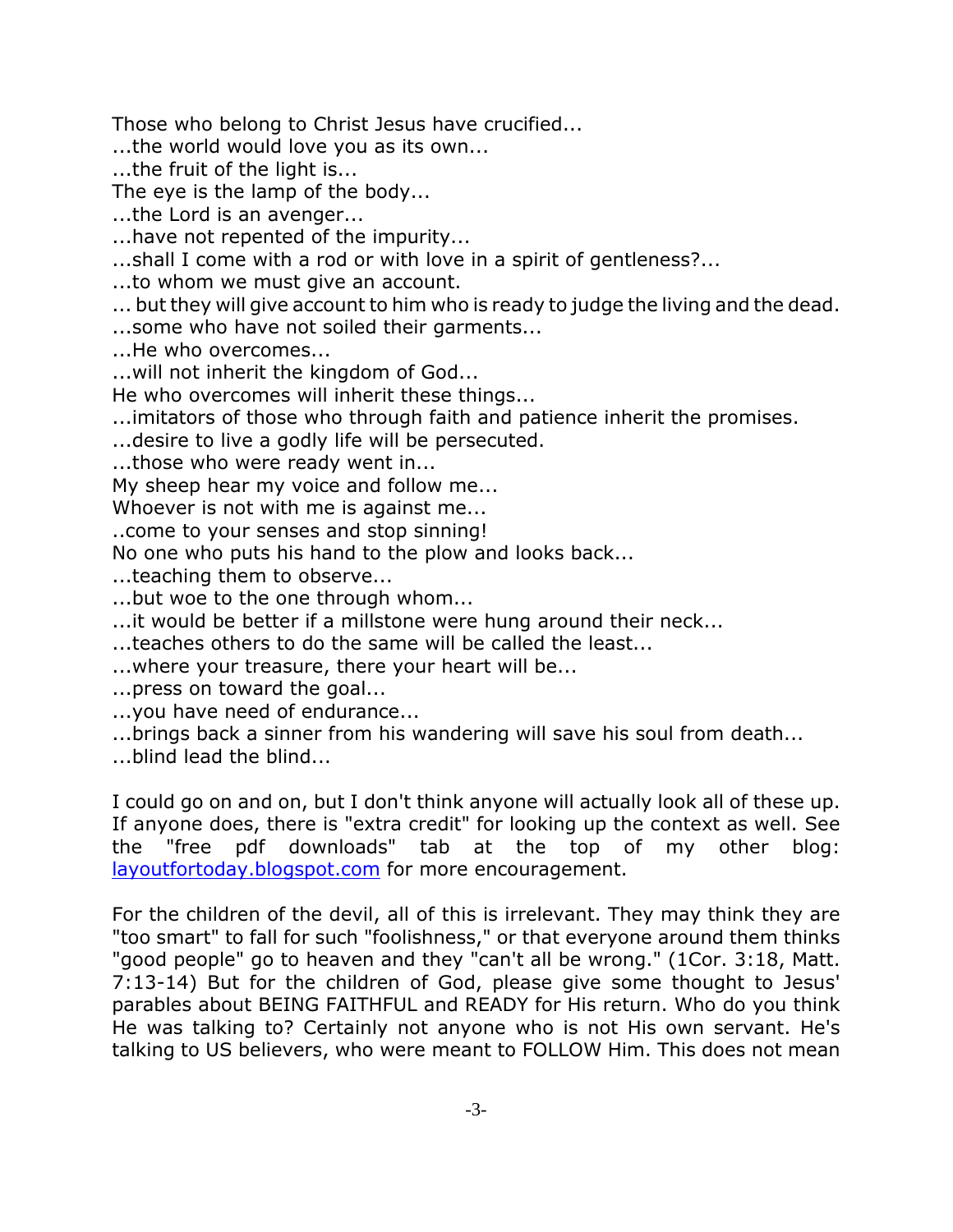Those who belong to Christ Jesus have crucified...  
...the world would love you as its own...  
...the fruit of the light is...  
The eye is the lamp of the body...  
...the Lord is an avenger...  
...have not repented of the impurity...  
...shall I come with a rod or with love in a spirit of gentleness?...  
...to whom we must give an account.  
... but they will give account to him who is ready to judge the living and the dead.  
...some who have not soiled their garments...  
...He who overcomes...  
...will not inherit the kingdom of God...  
He who overcomes will inherit these things...  
...imitators of those who through faith and patience inherit the promises.  
...desire to live a godly life will be persecuted.  
...those who were ready went in...  
My sheep hear my voice and follow me...  
Whoever is not with me is against me...  
..come to your senses and stop sinning!  
No one who puts his hand to the plow and looks back...  
...teaching them to observe...  
...but woe to the one through whom...  
...it would be better if a millstone were hung around their neck...  
...teaches others to do the same will be called the least...  
...where your treasure, there your heart will be...  
...press on toward the goal...  
...you have need of endurance...  
...brings back a sinner from his wandering will save his soul from death...  
...blind lead the blind...

I could go on and on, but I don't think anyone will actually look all of these up. If anyone does, there is "extra credit" for looking up the context as well. See the "free pdf downloads" tab at the top of my other blog: [layoutfortoday.blogspot.com](layoutfortoday.blogspot.com) for more encouragement.

For the children of the devil, all of this is irrelevant. They may think they are "too smart" to fall for such "foolishness," or that everyone around them thinks "good people" go to heaven and they "can't all be wrong." (1Cor. 3:18, Matt. 7:13-14) But for the children of God, please give some thought to Jesus' parables about BEING FAITHFUL and READY for His return. Who do you think He was talking to? Certainly not anyone who is not His own servant. He's talking to US believers, who were meant to FOLLOW Him. This does not mean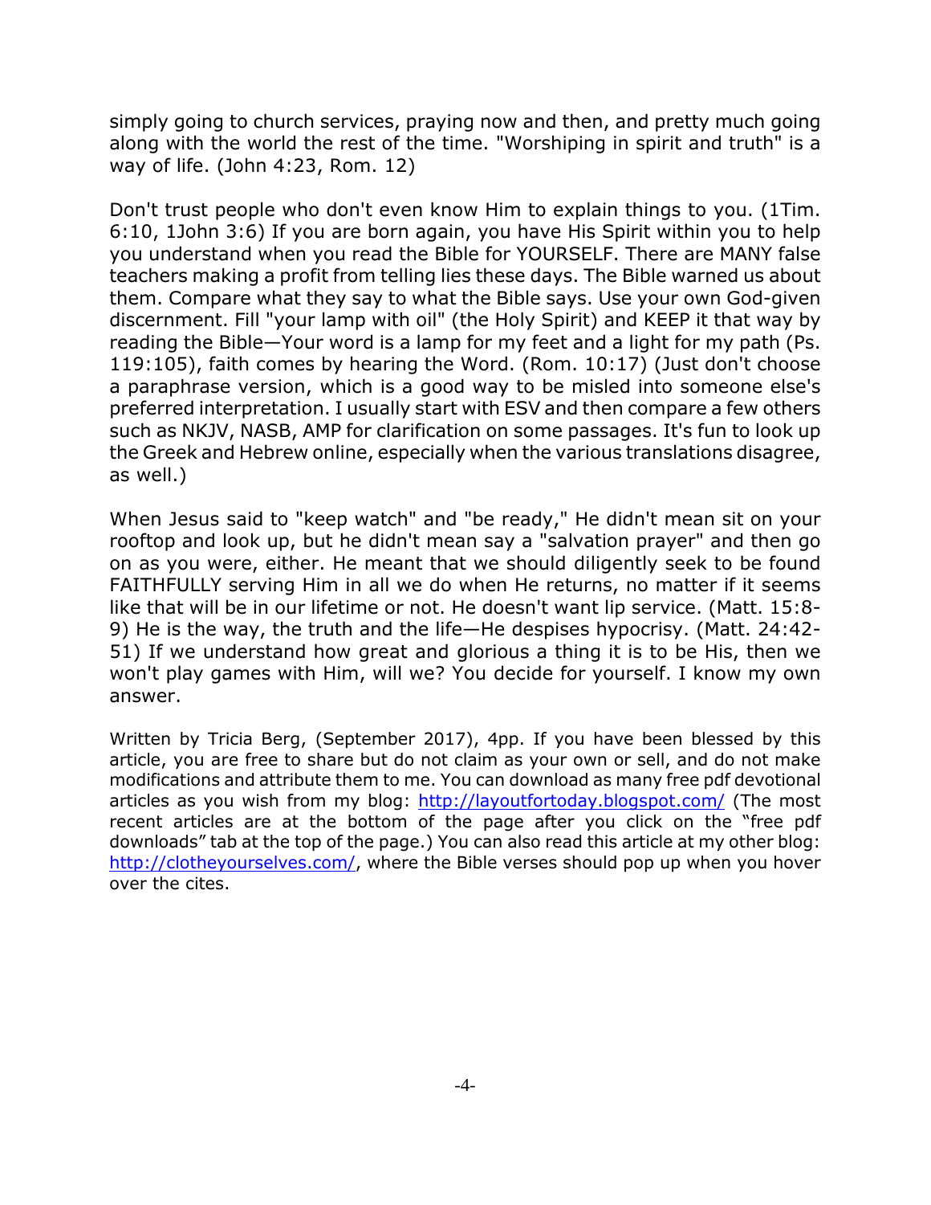simply going to church services, praying now and then, and pretty much going along with the world the rest of the time. "Worshiping in spirit and truth" is a way of life. (John 4:23, Rom. 12)

Don't trust people who don't even know Him to explain things to you. (1Tim. 6:10, 1John 3:6) If you are born again, you have His Spirit within you to help you understand when you read the Bible for YOURSELF. There are MANY false teachers making a profit from telling lies these days. The Bible warned us about them. Compare what they say to what the Bible says. Use your own God-given discernment. Fill "your lamp with oil" (the Holy Spirit) and KEEP it that way by reading the Bible—Your word is a lamp for my feet and a light for my path (Ps. 119:105), faith comes by hearing the Word. (Rom. 10:17) (Just don't choose a paraphrase version, which is a good way to be misled into someone else's preferred interpretation. I usually start with ESV and then compare a few others such as NKJV, NASB, AMP for clarification on some passages. It's fun to look up the Greek and Hebrew online, especially when the various translations disagree, as well.)

When Jesus said to "keep watch" and "be ready," He didn't mean sit on your rooftop and look up, but he didn't mean say a "salvation prayer" and then go on as you were, either. He meant that we should diligently seek to be found FAITHFULLY serving Him in all we do when He returns, no matter if it seems like that will be in our lifetime or not. He doesn't want lip service. (Matt. 15:8-9) He is the way, the truth and the life—He despises hypocrisy. (Matt. 24:42-51) If we understand how great and glorious a thing it is to be His, then we won't play games with Him, will we? You decide for yourself. I know my own answer.

Written by Tricia Berg, (September 2017), 4pp. If you have been blessed by this article, you are free to share but do not claim as your own or sell, and do not make modifications and attribute them to me. You can download as many free pdf devotional articles as you wish from my blog: [http://layoutfortoday.blogspot.com/](http://layoutfortoday.blogspot.com/) (The most recent articles are at the bottom of the page after you click on the "free pdf downloads" tab at the top of the page.) You can also read this article at my other blog: [http://clotheyourselves.com/](http://clotheyourselves.com/), where the Bible verses should pop up when you hover over the cites.